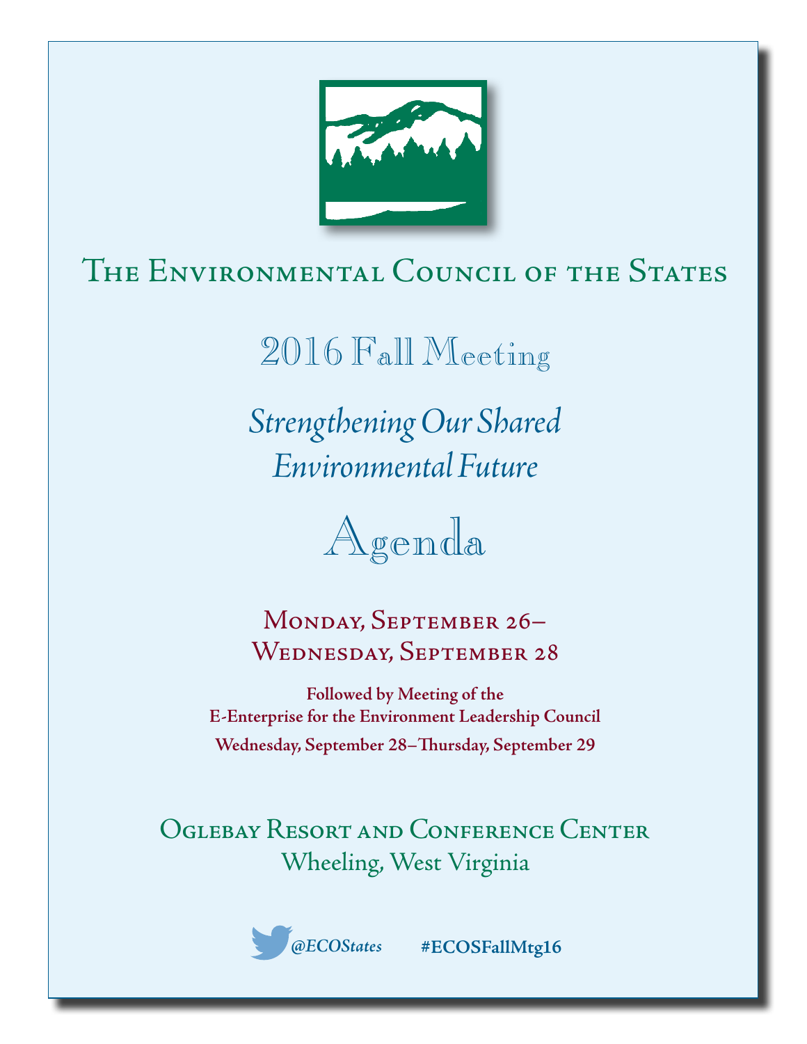# The Environmental Council of the States

## 2016 Fall Meeting

### *Strengthening Our Shared Environmental Future*

# Agenda

### Monday, September 26–Wednesday, September 28

**Followed by Meeting of the**
**E-Enterprise for the Environment Leadership Council**
**Wednesday, September 28–Thursday, September 29**

### Oglebay Resort and Conference Center
Wheeling, West Virginia

*@ECOStates* **#ECOSFallMtg16**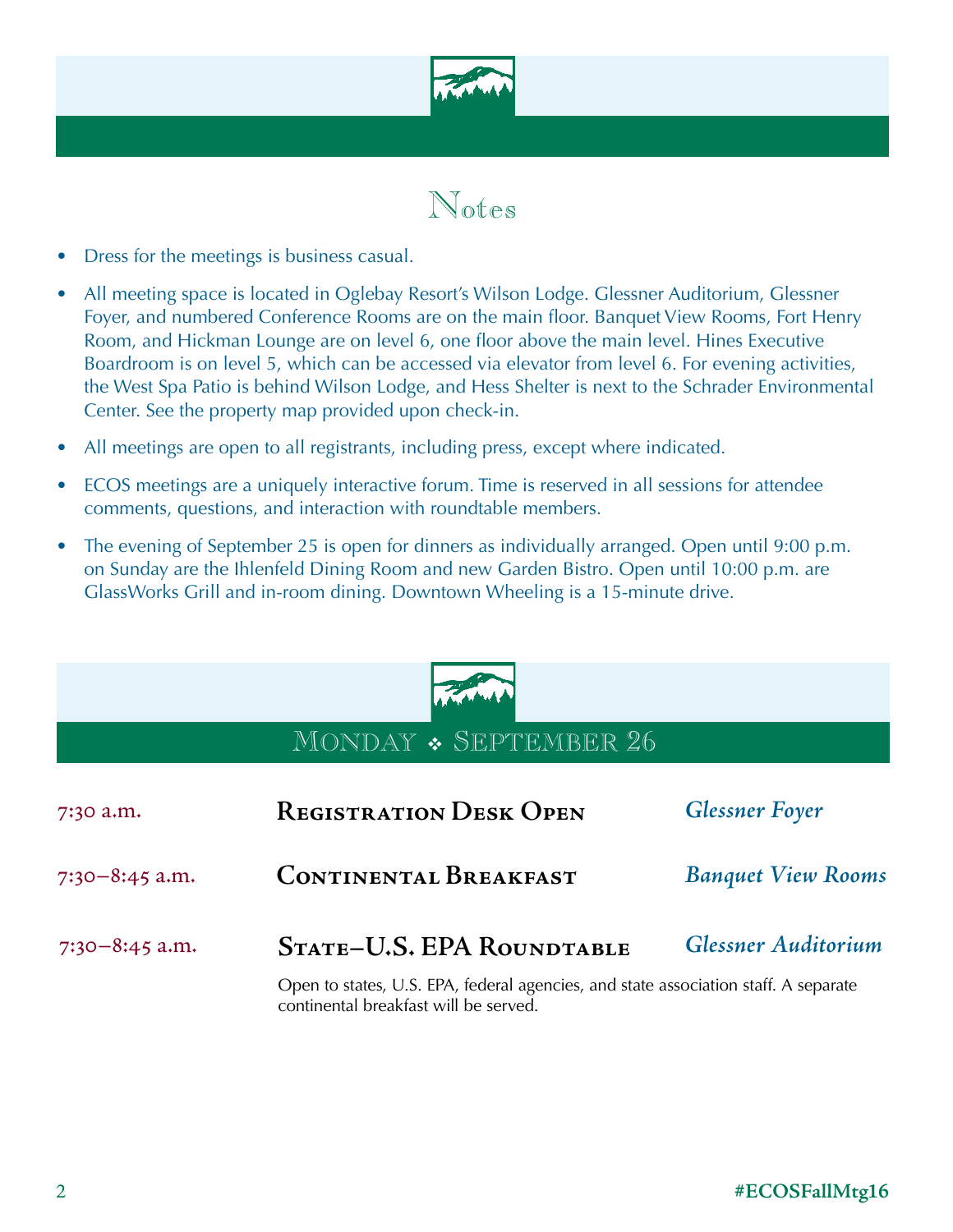# Notes

- Dress for the meetings is business casual.
- All meeting space is located in Oglebay Resort's Wilson Lodge. Glessner Auditorium, Glessner Foyer, and numbered Conference Rooms are on the main floor. Banquet View Rooms, Fort Henry Room, and Hickman Lounge are on level 6, one floor above the main level. Hines Executive Boardroom is on level 5, which can be accessed via elevator from level 6. For evening activities, the West Spa Patio is behind Wilson Lodge, and Hess Shelter is next to the Schrader Environmental Center. See the property map provided upon check-in.
- All meetings are open to all registrants, including press, except where indicated.
- ECOS meetings are a uniquely interactive forum. Time is reserved in all sessions for attendee comments, questions, and interaction with roundtable members.
- The evening of September 25 is open for dinners as individually arranged. Open until 9:00 p.m. on Sunday are the Ihlenfeld Dining Room and new Garden Bistro. Open until 10:00 p.m. are GlassWorks Grill and in-room dining. Downtown Wheeling is a 15-minute drive.

## Monday ❖ September 26

7:30 a.m. — **Registration Desk Open** — *Glessner Foyer*

7:30–8:45 a.m. — **Continental Breakfast** — *Banquet View Rooms*

7:30–8:45 a.m. — **State–U.S. EPA Roundtable** — *Glessner Auditorium*

Open to states, U.S. EPA, federal agencies, and state association staff. A separate continental breakfast will be served.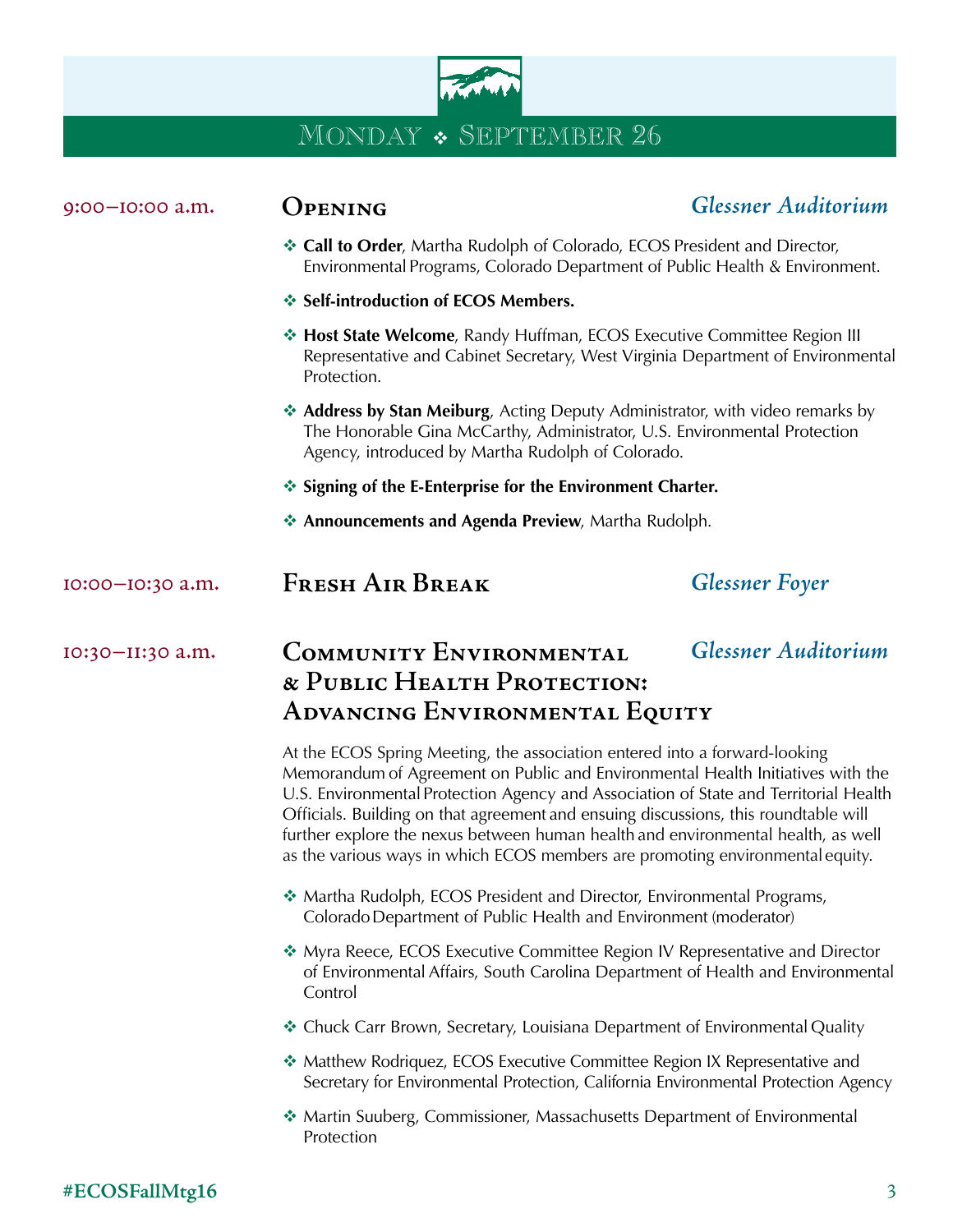# Monday ❖ September 26

## 9:00–10:00 a.m. — Opening — *Glessner Auditorium*

- **Call to Order**, Martha Rudolph of Colorado, ECOS President and Director, Environmental Programs, Colorado Department of Public Health & Environment.
- **Self-introduction of ECOS Members.**
- **Host State Welcome**, Randy Huffman, ECOS Executive Committee Region III Representative and Cabinet Secretary, West Virginia Department of Environmental Protection.
- **Address by Stan Meiburg**, Acting Deputy Administrator, with video remarks by The Honorable Gina McCarthy, Administrator, U.S. Environmental Protection Agency, introduced by Martha Rudolph of Colorado.
- **Signing of the E-Enterprise for the Environment Charter.**
- **Announcements and Agenda Preview**, Martha Rudolph.

## 10:00–10:30 a.m. — Fresh Air Break — *Glessner Foyer*

## 10:30–11:30 a.m. — Community Environmental & Public Health Protection: Advancing Environmental Equity — *Glessner Auditorium*

At the ECOS Spring Meeting, the association entered into a forward-looking Memorandum of Agreement on Public and Environmental Health Initiatives with the U.S. Environmental Protection Agency and Association of State and Territorial Health Officials. Building on that agreement and ensuing discussions, this roundtable will further explore the nexus between human health and environmental health, as well as the various ways in which ECOS members are promoting environmental equity.

- Martha Rudolph, ECOS President and Director, Environmental Programs, Colorado Department of Public Health and Environment (moderator)
- Myra Reece, ECOS Executive Committee Region IV Representative and Director of Environmental Affairs, South Carolina Department of Health and Environmental Control
- Chuck Carr Brown, Secretary, Louisiana Department of Environmental Quality
- Matthew Rodriquez, ECOS Executive Committee Region IX Representative and Secretary for Environmental Protection, California Environmental Protection Agency
- Martin Suuberg, Commissioner, Massachusetts Department of Environmental Protection

#ECOSFallMtg16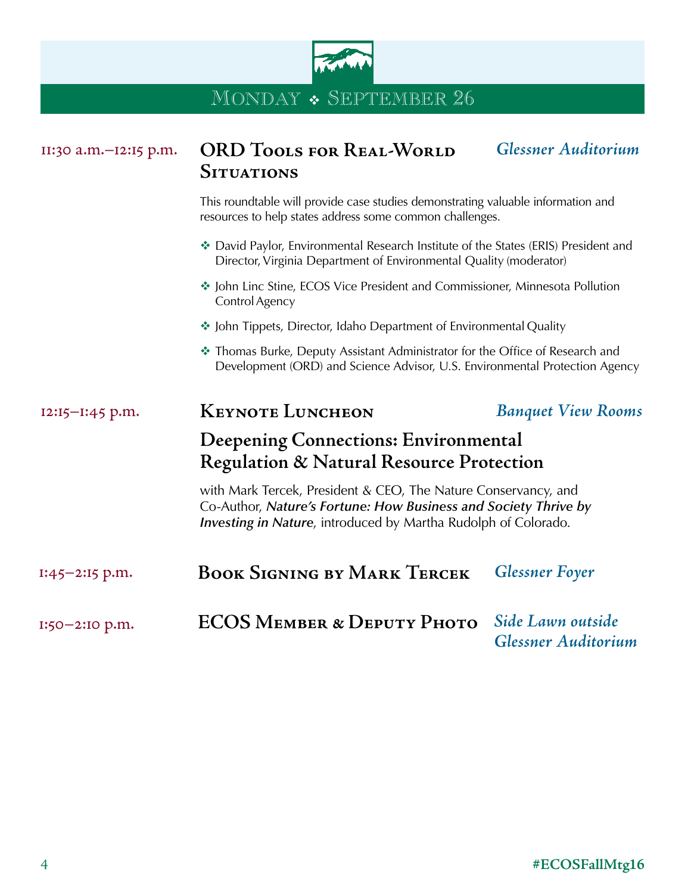# Monday ❖ September 26

**11:30 a.m.–12:15 p.m.**

## ORD Tools for Real-World Situations

*Glessner Auditorium*

This roundtable will provide case studies demonstrating valuable information and resources to help states address some common challenges.

- David Paylor, Environmental Research Institute of the States (ERIS) President and Director, Virginia Department of Environmental Quality (moderator)
- John Linc Stine, ECOS Vice President and Commissioner, Minnesota Pollution Control Agency
- John Tippets, Director, Idaho Department of Environmental Quality
- Thomas Burke, Deputy Assistant Administrator for the Office of Research and Development (ORD) and Science Advisor, U.S. Environmental Protection Agency

**12:15–1:45 p.m.**

## Keynote Luncheon

*Banquet View Rooms*

### Deepening Connections: Environmental Regulation & Natural Resource Protection

with Mark Tercek, President & CEO, The Nature Conservancy, and Co-Author, ***Nature's Fortune: How Business and Society Thrive by Investing in Nature***, introduced by Martha Rudolph of Colorado.

**1:45–2:15 p.m.**

## Book Signing by Mark Tercek

*Glessner Foyer*

**1:50–2:10 p.m.**

## ECOS Member & Deputy Photo

*Side Lawn outside Glessner Auditorium*

#ECOSFallMtg16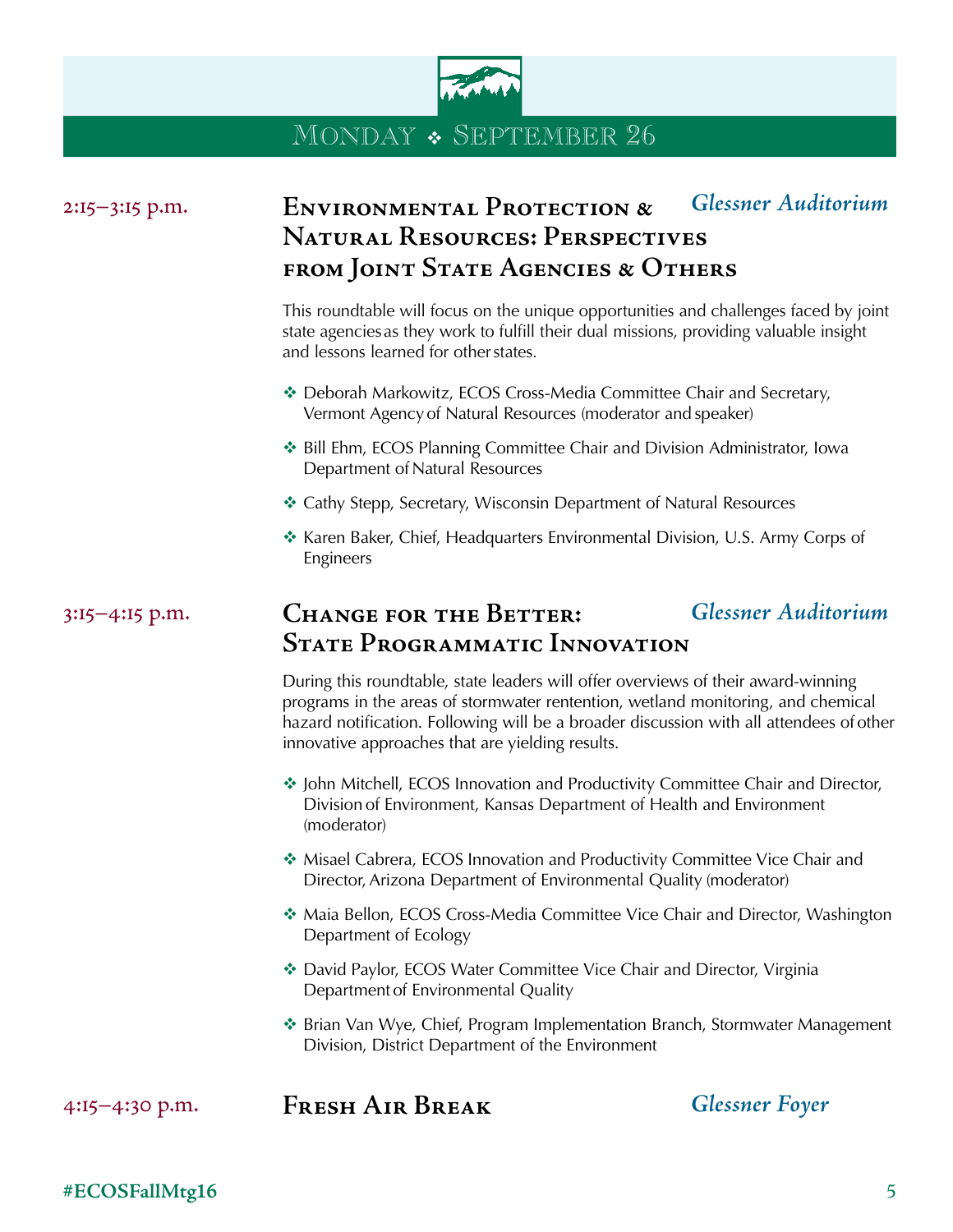## Monday ❖ September 26

**2:15–3:15 p.m.**

### Environmental Protection & Natural Resources: Perspectives from Joint State Agencies & Others

*Glessner Auditorium*

This roundtable will focus on the unique opportunities and challenges faced by joint state agencies as they work to fulfill their dual missions, providing valuable insight and lessons learned for other states.

- ❖ Deborah Markowitz, ECOS Cross-Media Committee Chair and Secretary, Vermont Agency of Natural Resources (moderator and speaker)
- ❖ Bill Ehm, ECOS Planning Committee Chair and Division Administrator, Iowa Department of Natural Resources
- ❖ Cathy Stepp, Secretary, Wisconsin Department of Natural Resources
- ❖ Karen Baker, Chief, Headquarters Environmental Division, U.S. Army Corps of Engineers

**3:15–4:15 p.m.**

### Change for the Better: State Programmatic Innovation

*Glessner Auditorium*

During this roundtable, state leaders will offer overviews of their award-winning programs in the areas of stormwater rentention, wetland monitoring, and chemical hazard notification. Following will be a broader discussion with all attendees of other innovative approaches that are yielding results.

- ❖ John Mitchell, ECOS Innovation and Productivity Committee Chair and Director, Division of Environment, Kansas Department of Health and Environment (moderator)
- ❖ Misael Cabrera, ECOS Innovation and Productivity Committee Vice Chair and Director, Arizona Department of Environmental Quality (moderator)
- ❖ Maia Bellon, ECOS Cross-Media Committee Vice Chair and Director, Washington Department of Ecology
- ❖ David Paylor, ECOS Water Committee Vice Chair and Director, Virginia Department of Environmental Quality
- ❖ Brian Van Wye, Chief, Program Implementation Branch, Stormwater Management Division, District Department of the Environment

**4:15–4:30 p.m.**

### Fresh Air Break

*Glessner Foyer*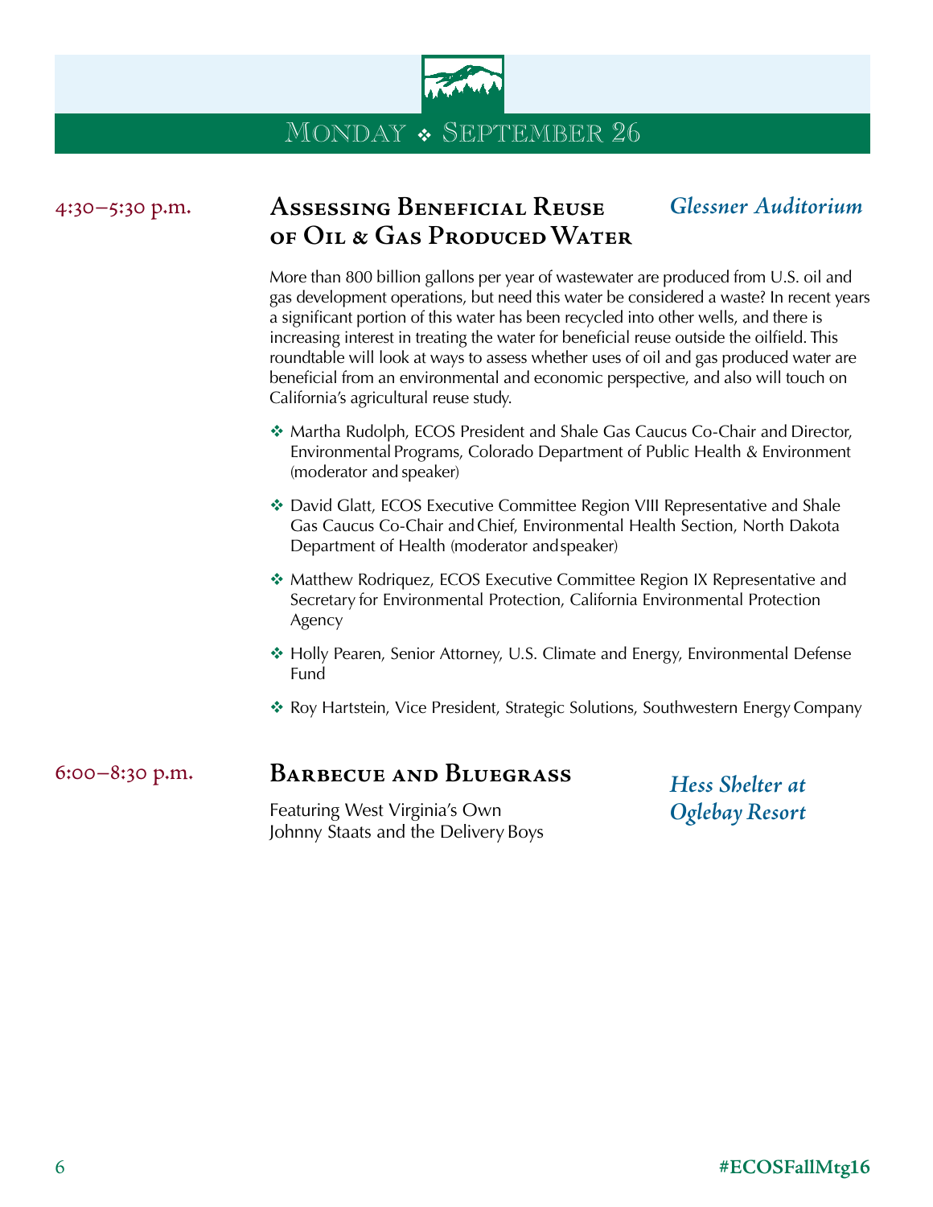# Monday ❖ September 26

## 4:30–5:30 p.m. — Assessing Beneficial Reuse of Oil & Gas Produced Water

*Glessner Auditorium*

More than 800 billion gallons per year of wastewater are produced from U.S. oil and gas development operations, but need this water be considered a waste? In recent years a significant portion of this water has been recycled into other wells, and there is increasing interest in treating the water for beneficial reuse outside the oilfield. This roundtable will look at ways to assess whether uses of oil and gas produced water are beneficial from an environmental and economic perspective, and also will touch on California's agricultural reuse study.

- ❖ Martha Rudolph, ECOS President and Shale Gas Caucus Co-Chair and Director, Environmental Programs, Colorado Department of Public Health & Environment (moderator and speaker)
- ❖ David Glatt, ECOS Executive Committee Region VIII Representative and Shale Gas Caucus Co-Chair and Chief, Environmental Health Section, North Dakota Department of Health (moderator and speaker)
- ❖ Matthew Rodriquez, ECOS Executive Committee Region IX Representative and Secretary for Environmental Protection, California Environmental Protection Agency
- ❖ Holly Pearen, Senior Attorney, U.S. Climate and Energy, Environmental Defense Fund
- ❖ Roy Hartstein, Vice President, Strategic Solutions, Southwestern Energy Company

## 6:00–8:30 p.m. — Barbecue and Bluegrass

*Hess Shelter at Oglebay Resort*

Featuring West Virginia's Own
Johnny Staats and the Delivery Boys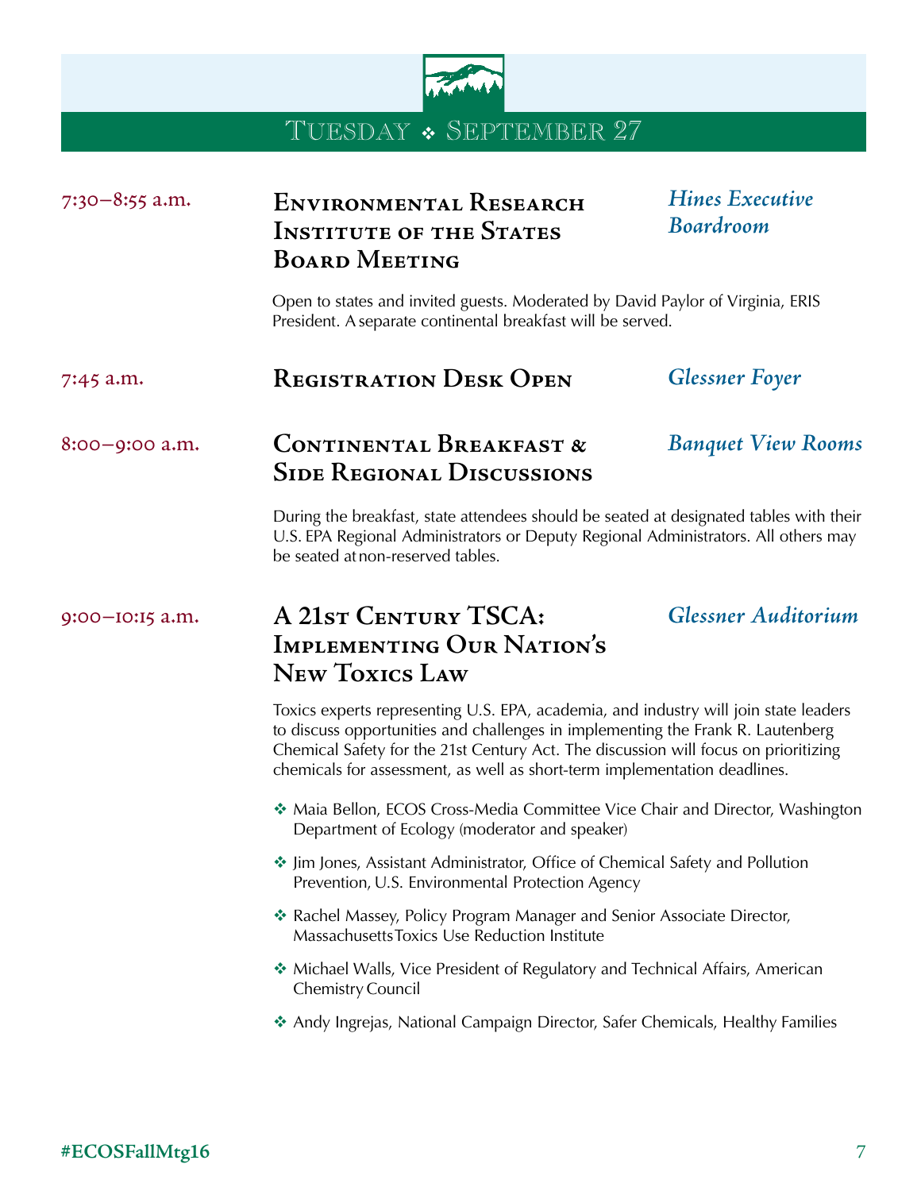# Tuesday ❖ September 27

7:30–8:55 a.m.

## Environmental Research Institute of the States Board Meeting

*Hines Executive Boardroom*

Open to states and invited guests. Moderated by David Paylor of Virginia, ERIS President. A separate continental breakfast will be served.

7:45 a.m.

## Registration Desk Open

*Glessner Foyer*

8:00–9:00 a.m.

## Continental Breakfast & Side Regional Discussions

*Banquet View Rooms*

During the breakfast, state attendees should be seated at designated tables with their U.S. EPA Regional Administrators or Deputy Regional Administrators. All others may be seated at non-reserved tables.

9:00–10:15 a.m.

## A 21st Century TSCA: Implementing Our Nation's New Toxics Law

*Glessner Auditorium*

Toxics experts representing U.S. EPA, academia, and industry will join state leaders to discuss opportunities and challenges in implementing the Frank R. Lautenberg Chemical Safety for the 21st Century Act. The discussion will focus on prioritizing chemicals for assessment, as well as short-term implementation deadlines.

- Maia Bellon, ECOS Cross-Media Committee Vice Chair and Director, Washington Department of Ecology (moderator and speaker)
- Jim Jones, Assistant Administrator, Office of Chemical Safety and Pollution Prevention, U.S. Environmental Protection Agency
- Rachel Massey, Policy Program Manager and Senior Associate Director, Massachusetts Toxics Use Reduction Institute
- Michael Walls, Vice President of Regulatory and Technical Affairs, American Chemistry Council
- Andy Ingrejas, National Campaign Director, Safer Chemicals, Healthy Families

#ECOSFallMtg16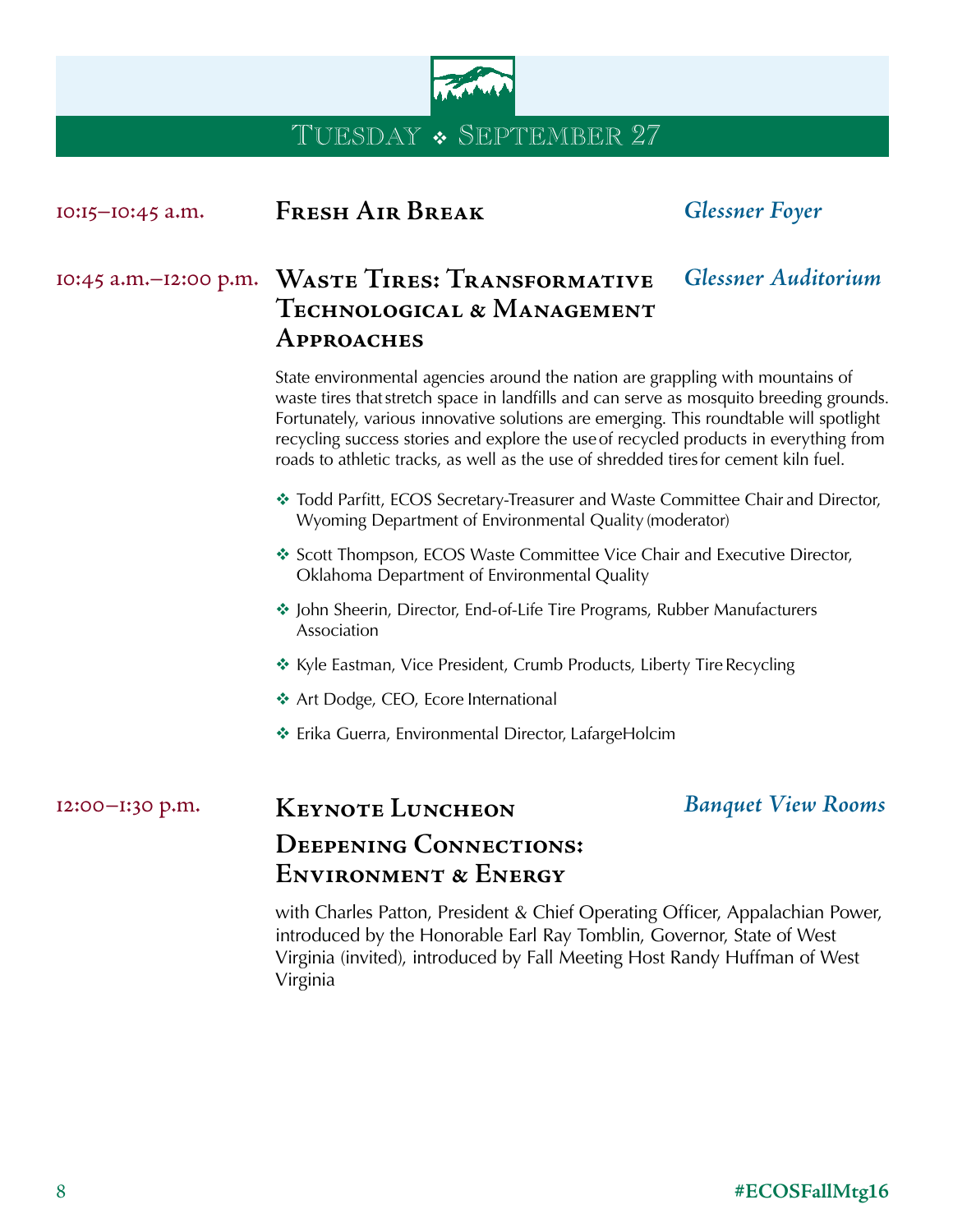# Tuesday ❖ September 27

**10:15–10:45 a.m.** — **Fresh Air Break** — *Glessner Foyer*

**10:45 a.m.–12:00 p.m.** — **Waste Tires: Transformative Technological & Management Approaches** — *Glessner Auditorium*

State environmental agencies around the nation are grappling with mountains of waste tires that stretch space in landfills and can serve as mosquito breeding grounds. Fortunately, various innovative solutions are emerging. This roundtable will spotlight recycling success stories and explore the use of recycled products in everything from roads to athletic tracks, as well as the use of shredded tires for cement kiln fuel.

- ❖ Todd Parfitt, ECOS Secretary-Treasurer and Waste Committee Chair and Director, Wyoming Department of Environmental Quality (moderator)
- ❖ Scott Thompson, ECOS Waste Committee Vice Chair and Executive Director, Oklahoma Department of Environmental Quality
- ❖ John Sheerin, Director, End-of-Life Tire Programs, Rubber Manufacturers Association
- ❖ Kyle Eastman, Vice President, Crumb Products, Liberty Tire Recycling
- ❖ Art Dodge, CEO, Ecore International
- ❖ Erika Guerra, Environmental Director, LafargeHolcim

**12:00–1:30 p.m.** — **Keynote Luncheon** — *Banquet View Rooms*

**Deepening Connections: Environment & Energy**

with Charles Patton, President & Chief Operating Officer, Appalachian Power, introduced by the Honorable Earl Ray Tomblin, Governor, State of West Virginia (invited), introduced by Fall Meeting Host Randy Huffman of West Virginia

#ECOSFallMtg16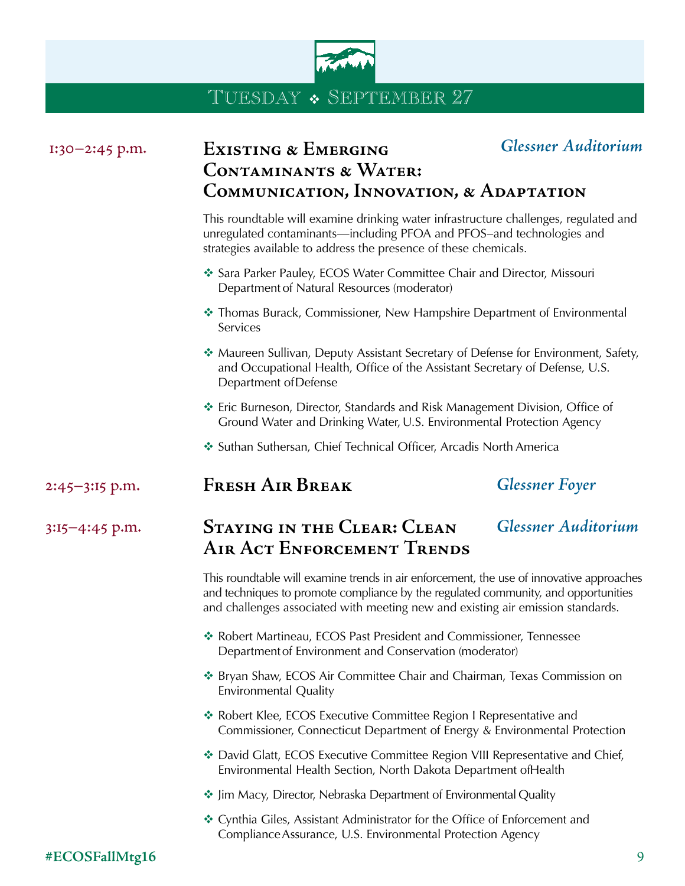## Tuesday ❖ September 27

**1:30–2:45 p.m.**

### Existing & Emerging Contaminants & Water: Communication, Innovation, & Adaptation

*Glessner Auditorium*

This roundtable will examine drinking water infrastructure challenges, regulated and unregulated contaminants—including PFOA and PFOS–and technologies and strategies available to address the presence of these chemicals.

- Sara Parker Pauley, ECOS Water Committee Chair and Director, Missouri Department of Natural Resources (moderator)
- Thomas Burack, Commissioner, New Hampshire Department of Environmental Services
- Maureen Sullivan, Deputy Assistant Secretary of Defense for Environment, Safety, and Occupational Health, Office of the Assistant Secretary of Defense, U.S. Department of Defense
- Eric Burneson, Director, Standards and Risk Management Division, Office of Ground Water and Drinking Water, U.S. Environmental Protection Agency
- Suthan Suthersan, Chief Technical Officer, Arcadis North America

**2:45–3:15 p.m.**

### Fresh Air Break

*Glessner Foyer*

**3:15–4:45 p.m.**

### Staying in the Clear: Clean Air Act Enforcement Trends

*Glessner Auditorium*

This roundtable will examine trends in air enforcement, the use of innovative approaches and techniques to promote compliance by the regulated community, and opportunities and challenges associated with meeting new and existing air emission standards.

- Robert Martineau, ECOS Past President and Commissioner, Tennessee Department of Environment and Conservation (moderator)
- Bryan Shaw, ECOS Air Committee Chair and Chairman, Texas Commission on Environmental Quality
- Robert Klee, ECOS Executive Committee Region I Representative and Commissioner, Connecticut Department of Energy & Environmental Protection
- David Glatt, ECOS Executive Committee Region VIII Representative and Chief, Environmental Health Section, North Dakota Department of Health
- Jim Macy, Director, Nebraska Department of Environmental Quality
- Cynthia Giles, Assistant Administrator for the Office of Enforcement and Compliance Assurance, U.S. Environmental Protection Agency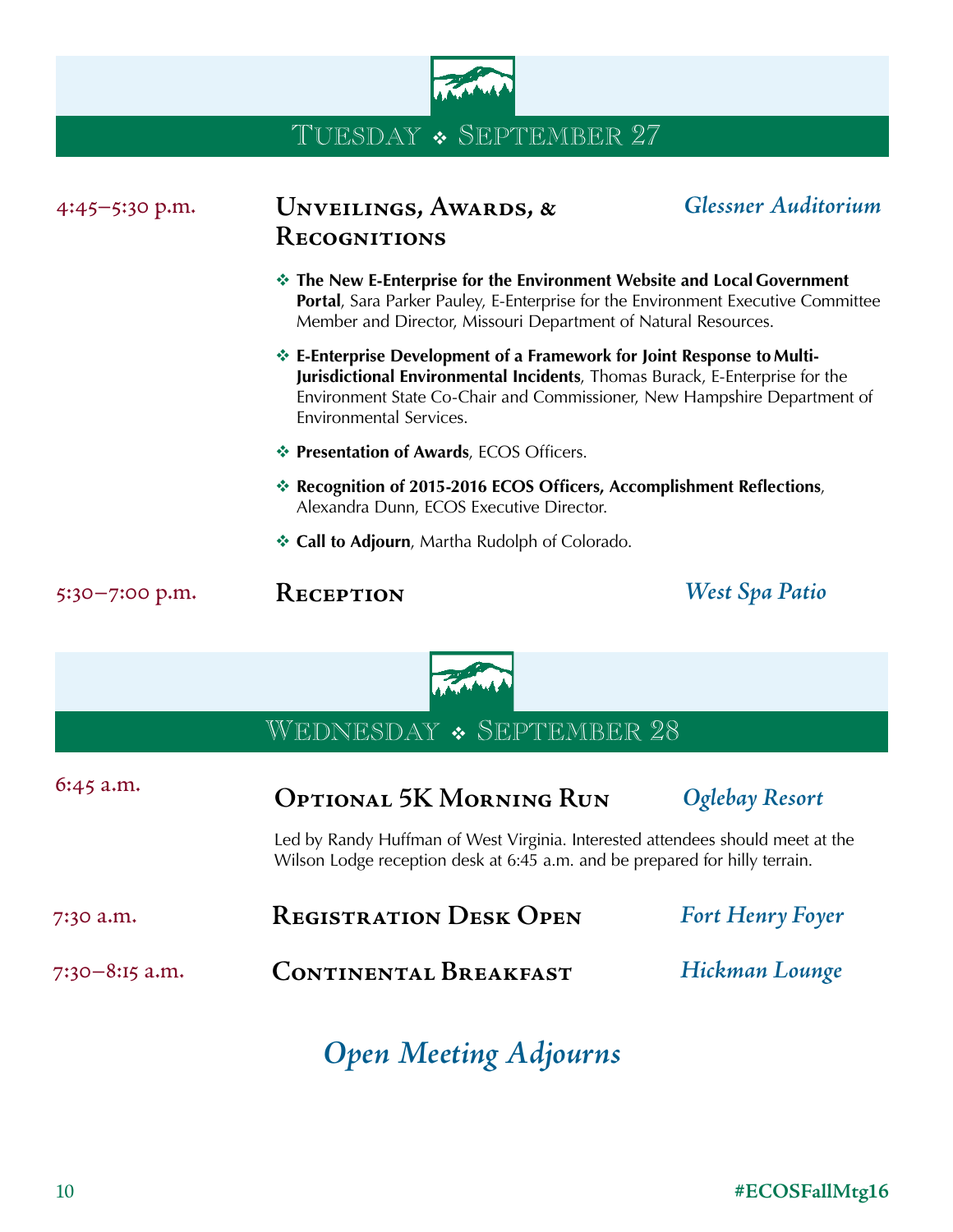## Tuesday ❖ September 27

**4:45–5:30 p.m.** — **Unveilings, Awards, & Recognitions** — *Glessner Auditorium*

- **The New E-Enterprise for the Environment Website and Local Government Portal**, Sara Parker Pauley, E-Enterprise for the Environment Executive Committee Member and Director, Missouri Department of Natural Resources.
- **E-Enterprise Development of a Framework for Joint Response to Multi-Jurisdictional Environmental Incidents**, Thomas Burack, E-Enterprise for the Environment State Co-Chair and Commissioner, New Hampshire Department of Environmental Services.
- **Presentation of Awards**, ECOS Officers.
- **Recognition of 2015-2016 ECOS Officers, Accomplishment Reflections**, Alexandra Dunn, ECOS Executive Director.
- **Call to Adjourn**, Martha Rudolph of Colorado.

**5:30–7:00 p.m.** — **Reception** — *West Spa Patio*

## Wednesday ❖ September 28

**6:45 a.m.** — **Optional 5K Morning Run** — *Oglebay Resort*

Led by Randy Huffman of West Virginia. Interested attendees should meet at the Wilson Lodge reception desk at 6:45 a.m. and be prepared for hilly terrain.

**7:30 a.m.** — **Registration Desk Open** — *Fort Henry Foyer*

**7:30–8:15 a.m.** — **Continental Breakfast** — *Hickman Lounge*

### *Open Meeting Adjourns*

#ECOSFallMtg16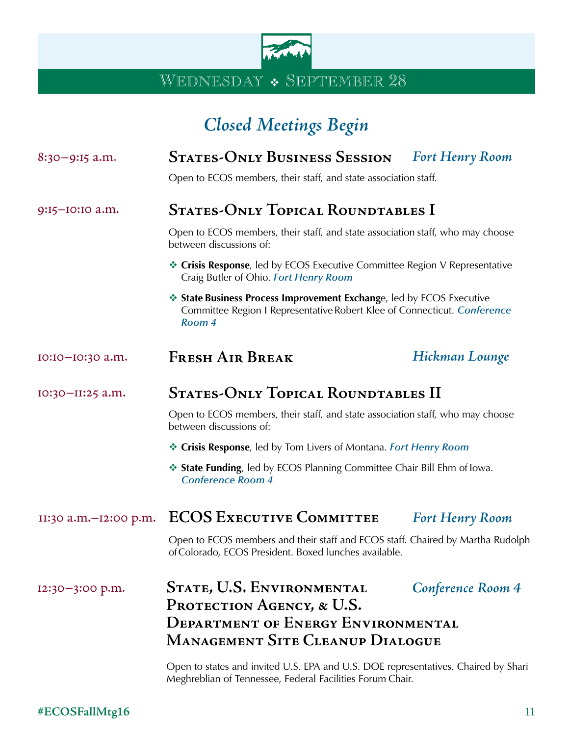## Wednesday ❖ September 28

## *Closed Meetings Begin*

**8:30–9:15 a.m.** — **States-Only Business Session** — *Fort Henry Room*

Open to ECOS members, their staff, and state association staff.

**9:15–10:10 a.m.** — **States-Only Topical Roundtables I**

Open to ECOS members, their staff, and state association staff, who may choose between discussions of:

- **Crisis Response**, led by ECOS Executive Committee Region V Representative Craig Butler of Ohio. *Fort Henry Room*
- **State Business Process Improvement Exchange**, led by ECOS Executive Committee Region I Representative Robert Klee of Connecticut. *Conference Room 4*

**10:10–10:30 a.m.** — **Fresh Air Break** — *Hickman Lounge*

**10:30–11:25 a.m.** — **States-Only Topical Roundtables II**

Open to ECOS members, their staff, and state association staff, who may choose between discussions of:

- **Crisis Response**, led by Tom Livers of Montana. *Fort Henry Room*
- **State Funding**, led by ECOS Planning Committee Chair Bill Ehm of Iowa. *Conference Room 4*

**11:30 a.m.–12:00 p.m.** — **ECOS Executive Committee** — *Fort Henry Room*

Open to ECOS members and their staff and ECOS staff. Chaired by Martha Rudolph of Colorado, ECOS President. Boxed lunches available.

**12:30–3:00 p.m.** — **State, U.S. Environmental Protection Agency, & U.S. Department of Energy Environmental Management Site Cleanup Dialogue** — *Conference Room 4*

Open to states and invited U.S. EPA and U.S. DOE representatives. Chaired by Shari Meghreblian of Tennessee, Federal Facilities Forum Chair.

#ECOSFallMtg16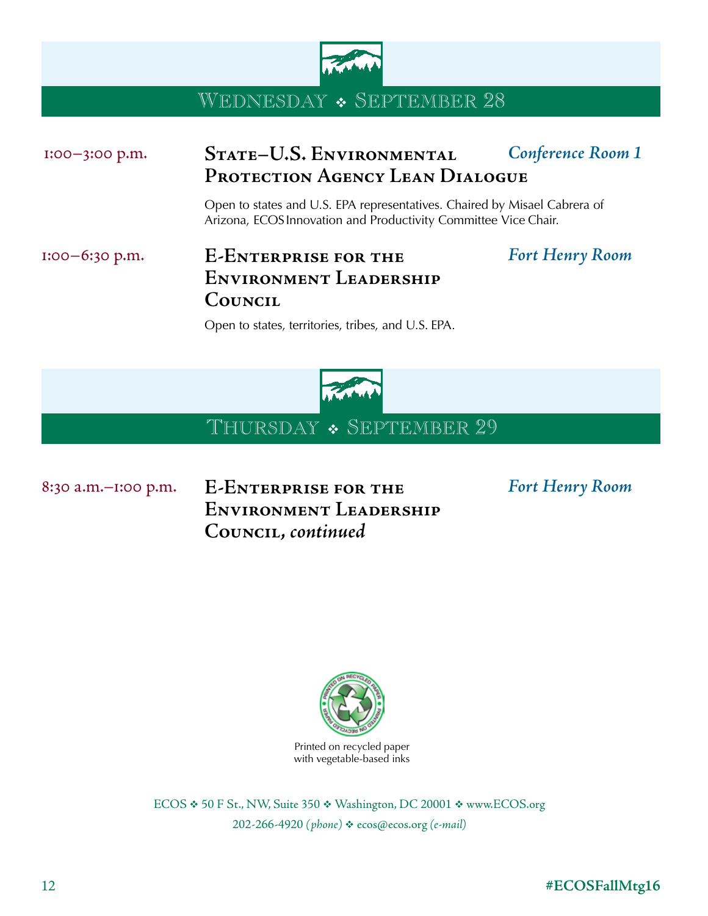## Wednesday ❖ September 28

**1:00–3:00 p.m.** — **State–U.S. Environmental Protection Agency Lean Dialogue** — *Conference Room 1*

Open to states and U.S. EPA representatives. Chaired by Misael Cabrera of Arizona, ECOS Innovation and Productivity Committee Vice Chair.

**1:00–6:30 p.m.** — **E-Enterprise for the Environment Leadership Council** — *Fort Henry Room*

Open to states, territories, tribes, and U.S. EPA.

## Thursday ❖ September 29

**8:30 a.m.–1:00 p.m.** — **E-Enterprise for the Environment Leadership Council, *continued*** — *Fort Henry Room*

Printed on recycled paper
with vegetable-based inks

ECOS ❖ 50 F St., NW, Suite 350 ❖ Washington, DC 20001 ❖ www.ECOS.org
202-266-4920 *(phone)* ❖ ecos@ecos.org *(e-mail)*

**#ECOSFallMtg16**